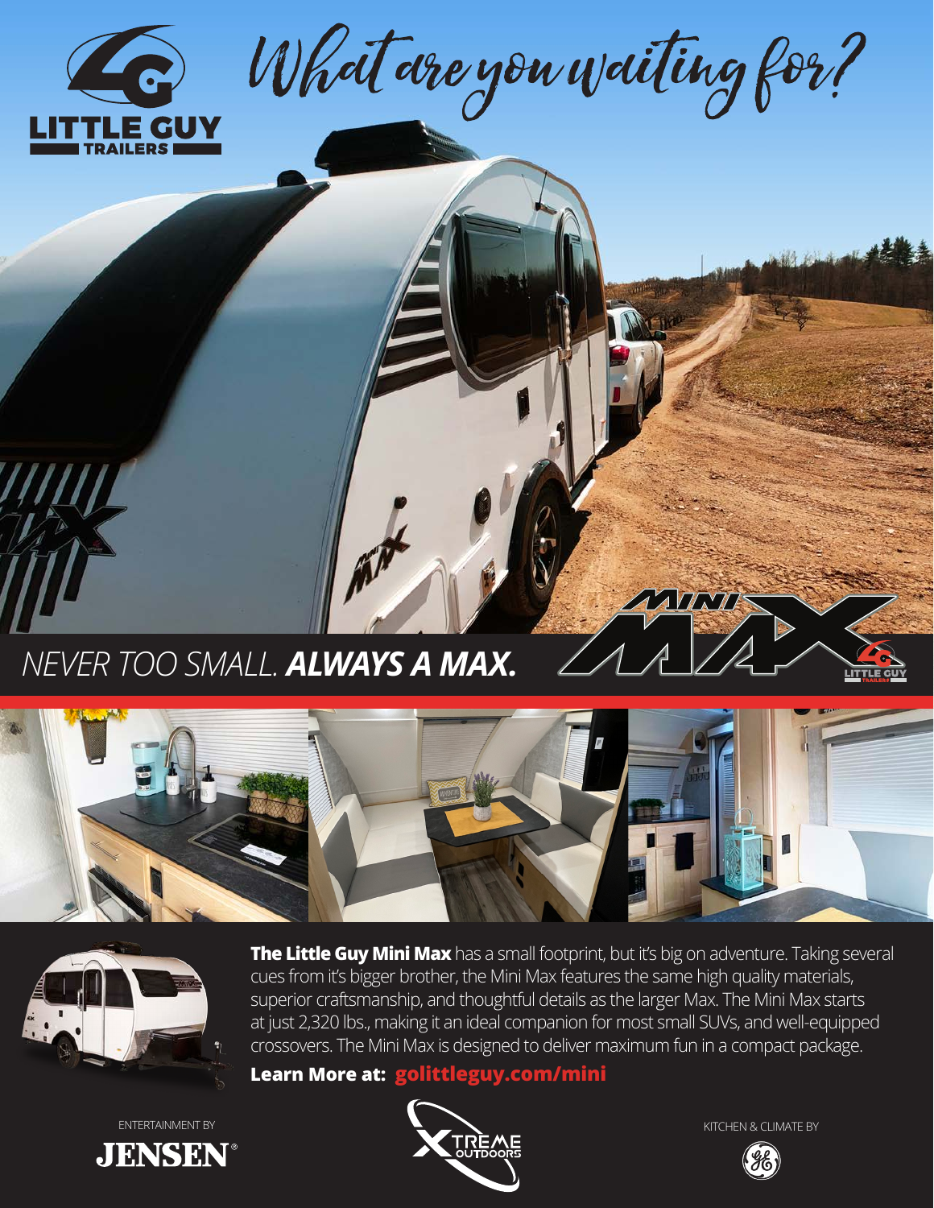# What are you waiting for?

LITTLE GUY TRAILERS

NEVER TOO SMALL. ***ALWAYS A MAX.***

**The Little Guy Mini Max** has a small footprint, but it's big on adventure. Taking several cues from it's bigger brother, the Mini Max features the same high quality materials, superior craftsmanship, and thoughtful details as the larger Max. The Mini Max starts at just 2,320 lbs., making it an ideal companion for most small SUVs, and well-equipped crossovers. The Mini Max is designed to deliver maximum fun in a compact package.

**Learn More at: golittleguy.com/mini**

ENTERTAINMENT BY JENSEN®

XTREME OUTDOORS

KITCHEN & CLIMATE BY GE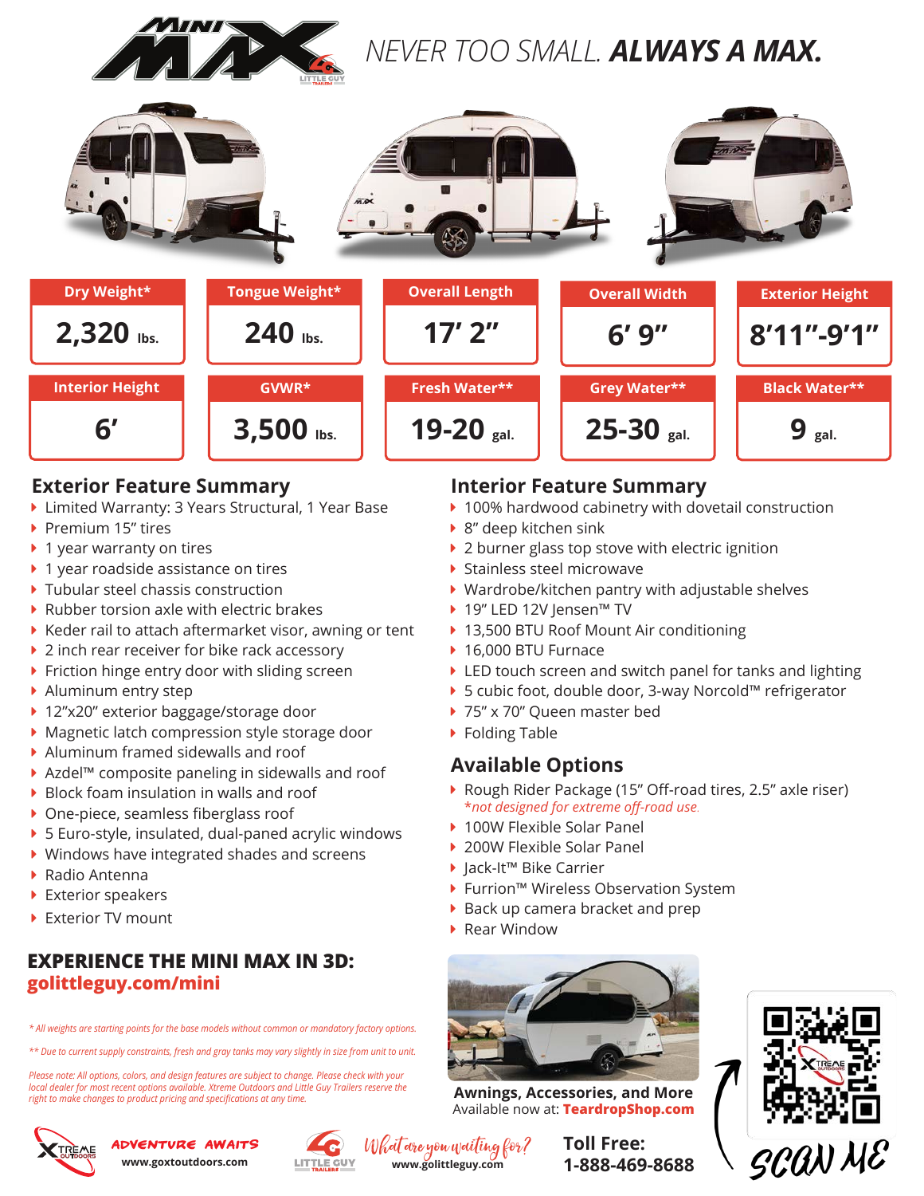# MINI MAX

NEVER TOO SMALL. **ALWAYS A MAX.**

| Dry Weight* | Tongue Weight* | Overall Length | Overall Width | Exterior Height |
|---|---|---|---|---|
| 2,320 lbs. | 240 lbs. | 17' 2" | 6' 9" | 8'11"-9'1" |
| **Interior Height** | **GVWR*** | **Fresh Water**** | **Grey Water**** | **Black Water**** |
| 6' | 3,500 lbs. | 19-20 gal. | 25-30 gal. | 9 gal. |

## Exterior Feature Summary

- Limited Warranty: 3 Years Structural, 1 Year Base
- Premium 15" tires
- 1 year warranty on tires
- 1 year roadside assistance on tires
- Tubular steel chassis construction
- Rubber torsion axle with electric brakes
- Keder rail to attach aftermarket visor, awning or tent
- 2 inch rear receiver for bike rack accessory
- Friction hinge entry door with sliding screen
- Aluminum entry step
- 12"x20" exterior baggage/storage door
- Magnetic latch compression style storage door
- Aluminum framed sidewalls and roof
- Azdel™ composite paneling in sidewalls and roof
- Block foam insulation in walls and roof
- One-piece, seamless fiberglass roof
- 5 Euro-style, insulated, dual-paned acrylic windows
- Windows have integrated shades and screens
- Radio Antenna
- Exterior speakers
- Exterior TV mount

## Interior Feature Summary

- 100% hardwood cabinetry with dovetail construction
- 8" deep kitchen sink
- 2 burner glass top stove with electric ignition
- Stainless steel microwave
- Wardrobe/kitchen pantry with adjustable shelves
- 19" LED 12V Jensen™ TV
- 13,500 BTU Roof Mount Air conditioning
- 16,000 BTU Furnace
- LED touch screen and switch panel for tanks and lighting
- 5 cubic foot, double door, 3-way Norcold™ refrigerator
- 75" x 70" Queen master bed
- Folding Table

## Available Options

- Rough Rider Package (15" Off-road tires, 2.5" axle riser)
  *\*not designed for extreme off-road use.*
- 100W Flexible Solar Panel
- 200W Flexible Solar Panel
- Jack-It™ Bike Carrier
- Furrion™ Wireless Observation System
- Back up camera bracket and prep
- Rear Window

## EXPERIENCE THE MINI MAX IN 3D:
**golittleguy.com/mini**

*\* All weights are starting points for the base models without common or mandatory factory options.*

*\*\* Due to current supply constraints, fresh and gray tanks may vary slightly in size from unit to unit.*

*Please note: All options, colors, and design features are subject to change. Please check with your local dealer for most recent options available. Xtreme Outdoors and Little Guy Trailers reserve the right to make changes to product pricing and specifications at any time.*

**Awnings, Accessories, and More**
Available now at: **TeardropShop.com**

SCAN ME

ADVENTURE AWAITS
www.goxtoutdoors.com

What are you waiting for?
www.golittleguy.com

**Toll Free:**
**1-888-469-8688**